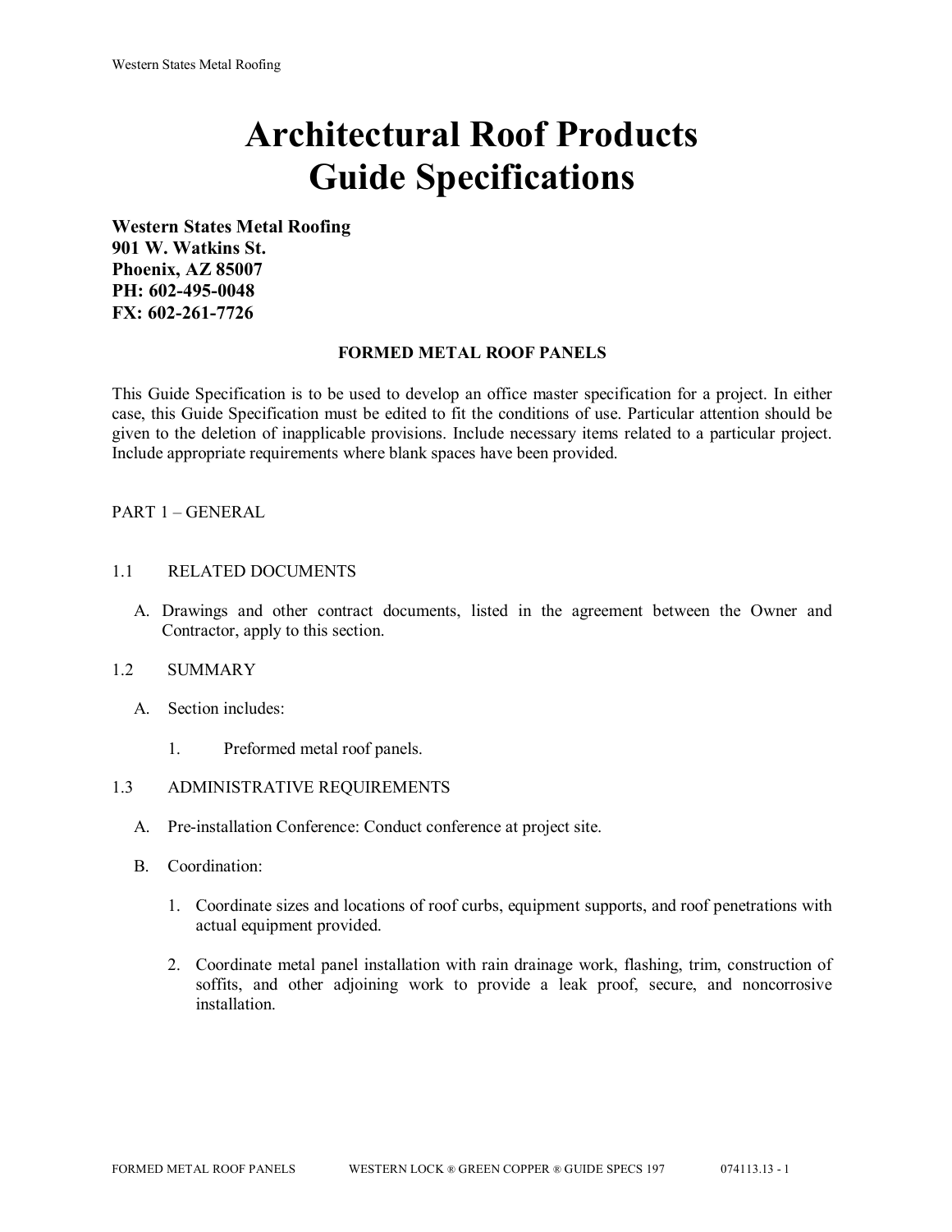# Architectural Roof Products
# Guide Specifications

**Western States Metal Roofing**
**901 W. Watkins St.**
**Phoenix, AZ 85007**
**PH: 602-495-0048**
**FX: 602-261-7726**

**FORMED METAL ROOF PANELS**

This Guide Specification is to be used to develop an office master specification for a project. In either case, this Guide Specification must be edited to fit the conditions of use. Particular attention should be given to the deletion of inapplicable provisions. Include necessary items related to a particular project. Include appropriate requirements where blank spaces have been provided.

## PART 1 – GENERAL

### 1.1 RELATED DOCUMENTS

A. Drawings and other contract documents, listed in the agreement between the Owner and Contractor, apply to this section.

### 1.2 SUMMARY

A. Section includes:

1. Preformed metal roof panels.

### 1.3 ADMINISTRATIVE REQUIREMENTS

A. Pre-installation Conference: Conduct conference at project site.

B. Coordination:

1. Coordinate sizes and locations of roof curbs, equipment supports, and roof penetrations with actual equipment provided.

2. Coordinate metal panel installation with rain drainage work, flashing, trim, construction of soffits, and other adjoining work to provide a leak proof, secure, and noncorrosive installation.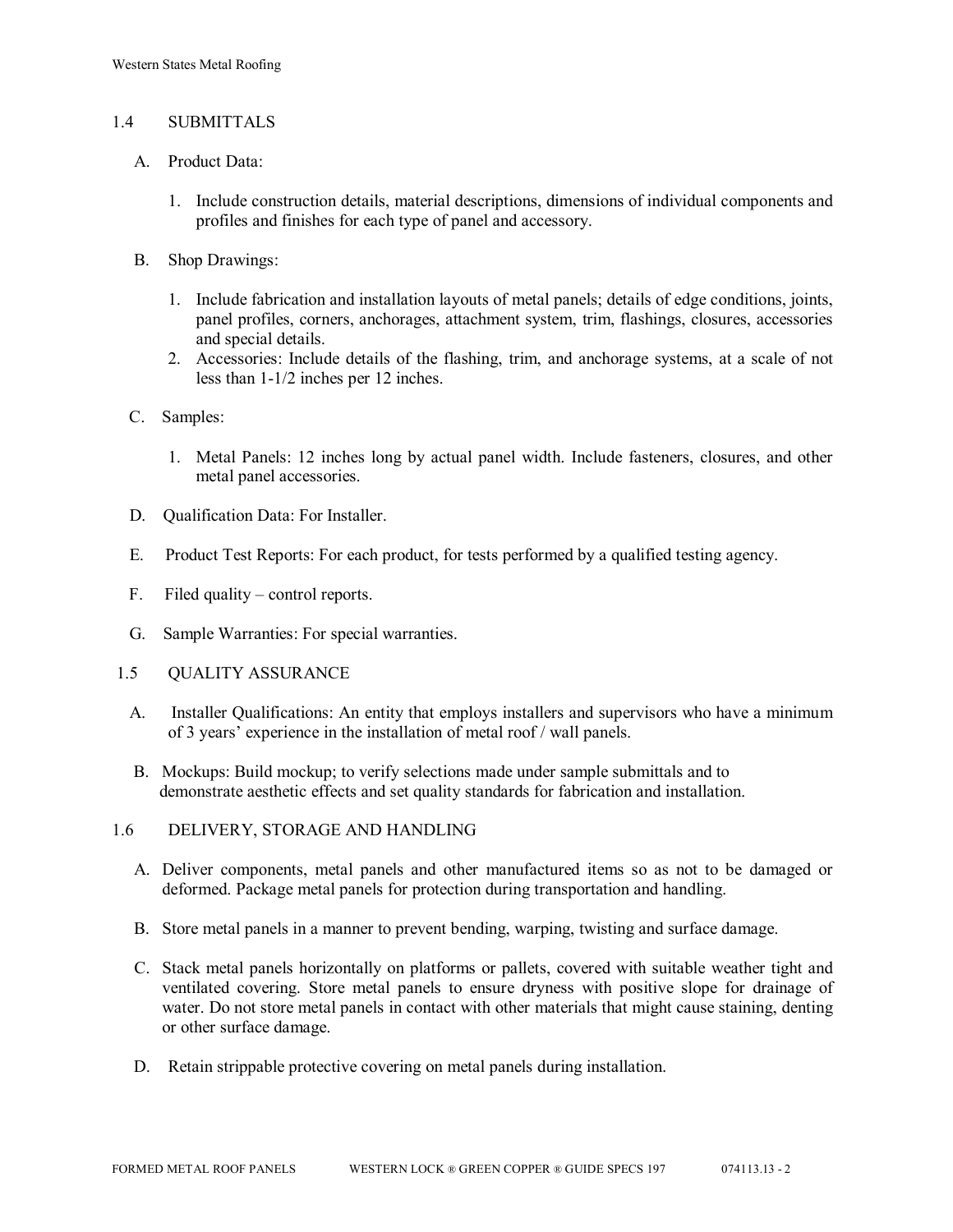## 1.4 SUBMITTALS

A. Product Data:

1. Include construction details, material descriptions, dimensions of individual components and profiles and finishes for each type of panel and accessory.

B. Shop Drawings:

1. Include fabrication and installation layouts of metal panels; details of edge conditions, joints, panel profiles, corners, anchorages, attachment system, trim, flashings, closures, accessories and special details.
2. Accessories: Include details of the flashing, trim, and anchorage systems, at a scale of not less than 1-1/2 inches per 12 inches.

C. Samples:

1. Metal Panels: 12 inches long by actual panel width. Include fasteners, closures, and other metal panel accessories.

D. Qualification Data: For Installer.

E. Product Test Reports: For each product, for tests performed by a qualified testing agency.

F. Filed quality – control reports.

G. Sample Warranties: For special warranties.

## 1.5 QUALITY ASSURANCE

A. Installer Qualifications: An entity that employs installers and supervisors who have a minimum of 3 years' experience in the installation of metal roof / wall panels.

B. Mockups: Build mockup; to verify selections made under sample submittals and to demonstrate aesthetic effects and set quality standards for fabrication and installation.

## 1.6 DELIVERY, STORAGE AND HANDLING

A. Deliver components, metal panels and other manufactured items so as not to be damaged or deformed. Package metal panels for protection during transportation and handling.

B. Store metal panels in a manner to prevent bending, warping, twisting and surface damage.

C. Stack metal panels horizontally on platforms or pallets, covered with suitable weather tight and ventilated covering. Store metal panels to ensure dryness with positive slope for drainage of water. Do not store metal panels in contact with other materials that might cause staining, denting or other surface damage.

D. Retain strippable protective covering on metal panels during installation.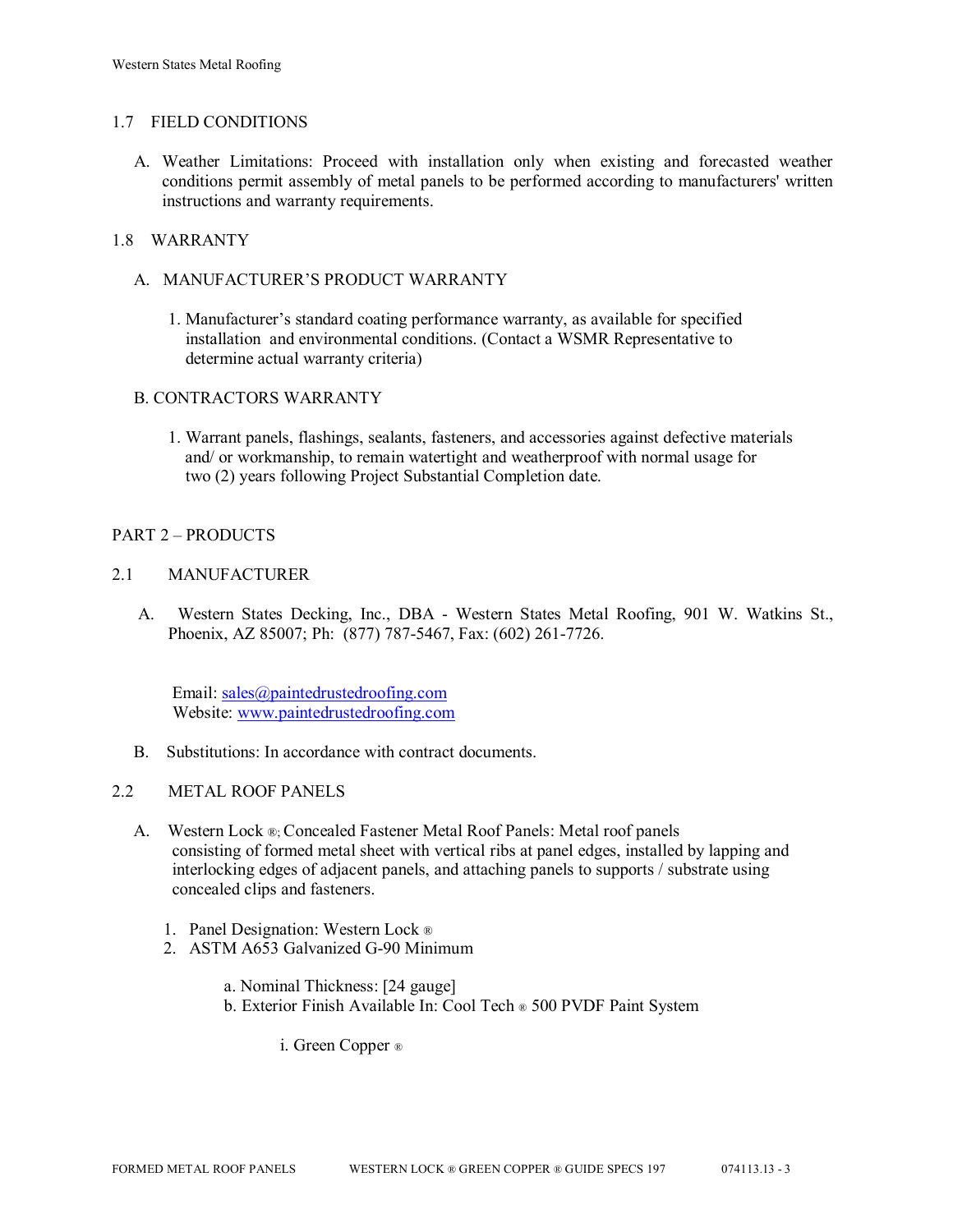## 1.7 FIELD CONDITIONS

A. Weather Limitations: Proceed with installation only when existing and forecasted weather conditions permit assembly of metal panels to be performed according to manufacturers' written instructions and warranty requirements.

## 1.8 WARRANTY

A. MANUFACTURER'S PRODUCT WARRANTY

1. Manufacturer's standard coating performance warranty, as available for specified installation and environmental conditions. (Contact a WSMR Representative to determine actual warranty criteria)

B. CONTRACTORS WARRANTY

1. Warrant panels, flashings, sealants, fasteners, and accessories against defective materials and/ or workmanship, to remain watertight and weatherproof with normal usage for two (2) years following Project Substantial Completion date.

# PART 2 – PRODUCTS

## 2.1 MANUFACTURER

A. Western States Decking, Inc., DBA - Western States Metal Roofing, 901 W. Watkins St., Phoenix, AZ 85007; Ph: (877) 787-5467, Fax: (602) 261-7726.

Email: sales@paintedrustedroofing.com
Website: www.paintedrustedroofing.com

B. Substitutions: In accordance with contract documents.

## 2.2 METAL ROOF PANELS

A. Western Lock ®; Concealed Fastener Metal Roof Panels: Metal roof panels consisting of formed metal sheet with vertical ribs at panel edges, installed by lapping and interlocking edges of adjacent panels, and attaching panels to supports / substrate using concealed clips and fasteners.

1. Panel Designation: Western Lock ®
2. ASTM A653 Galvanized G-90 Minimum

   a. Nominal Thickness: [24 gauge]
   b. Exterior Finish Available In: Cool Tech ® 500 PVDF Paint System

      i. Green Copper ®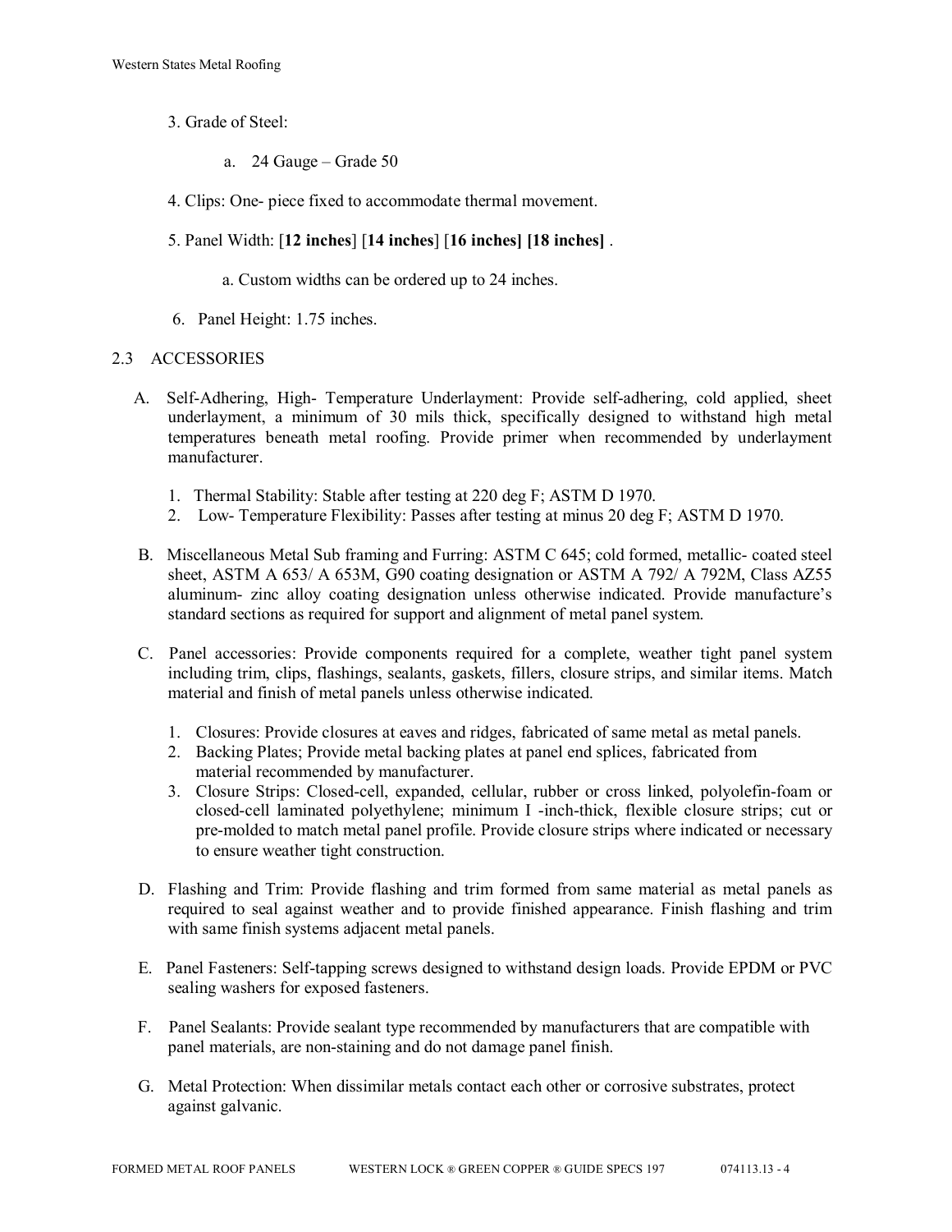3. Grade of Steel:

   a. 24 Gauge – Grade 50

4. Clips: One- piece fixed to accommodate thermal movement.

5. Panel Width: [**12 inches**] [**14 inches**] [**16 inches] [18 inches]** .

   a. Custom widths can be ordered up to 24 inches.

6. Panel Height: 1.75 inches.

## 2.3 ACCESSORIES

A. Self-Adhering, High- Temperature Underlayment: Provide self-adhering, cold applied, sheet underlayment, a minimum of 30 mils thick, specifically designed to withstand high metal temperatures beneath metal roofing. Provide primer when recommended by underlayment manufacturer.

   1. Thermal Stability: Stable after testing at 220 deg F; ASTM D 1970.
   2. Low- Temperature Flexibility: Passes after testing at minus 20 deg F; ASTM D 1970.

B. Miscellaneous Metal Sub framing and Furring: ASTM C 645; cold formed, metallic- coated steel sheet, ASTM A 653/ A 653M, G90 coating designation or ASTM A 792/ A 792M, Class AZ55 aluminum- zinc alloy coating designation unless otherwise indicated. Provide manufacture's standard sections as required for support and alignment of metal panel system.

C. Panel accessories: Provide components required for a complete, weather tight panel system including trim, clips, flashings, sealants, gaskets, fillers, closure strips, and similar items. Match material and finish of metal panels unless otherwise indicated.

   1. Closures: Provide closures at eaves and ridges, fabricated of same metal as metal panels.
   2. Backing Plates; Provide metal backing plates at panel end splices, fabricated from material recommended by manufacturer.
   3. Closure Strips: Closed-cell, expanded, cellular, rubber or cross linked, polyolefin-foam or closed-cell laminated polyethylene; minimum I -inch-thick, flexible closure strips; cut or pre-molded to match metal panel profile. Provide closure strips where indicated or necessary to ensure weather tight construction.

D. Flashing and Trim: Provide flashing and trim formed from same material as metal panels as required to seal against weather and to provide finished appearance. Finish flashing and trim with same finish systems adjacent metal panels.

E. Panel Fasteners: Self-tapping screws designed to withstand design loads. Provide EPDM or PVC sealing washers for exposed fasteners.

F. Panel Sealants: Provide sealant type recommended by manufacturers that are compatible with panel materials, are non-staining and do not damage panel finish.

G. Metal Protection: When dissimilar metals contact each other or corrosive substrates, protect against galvanic.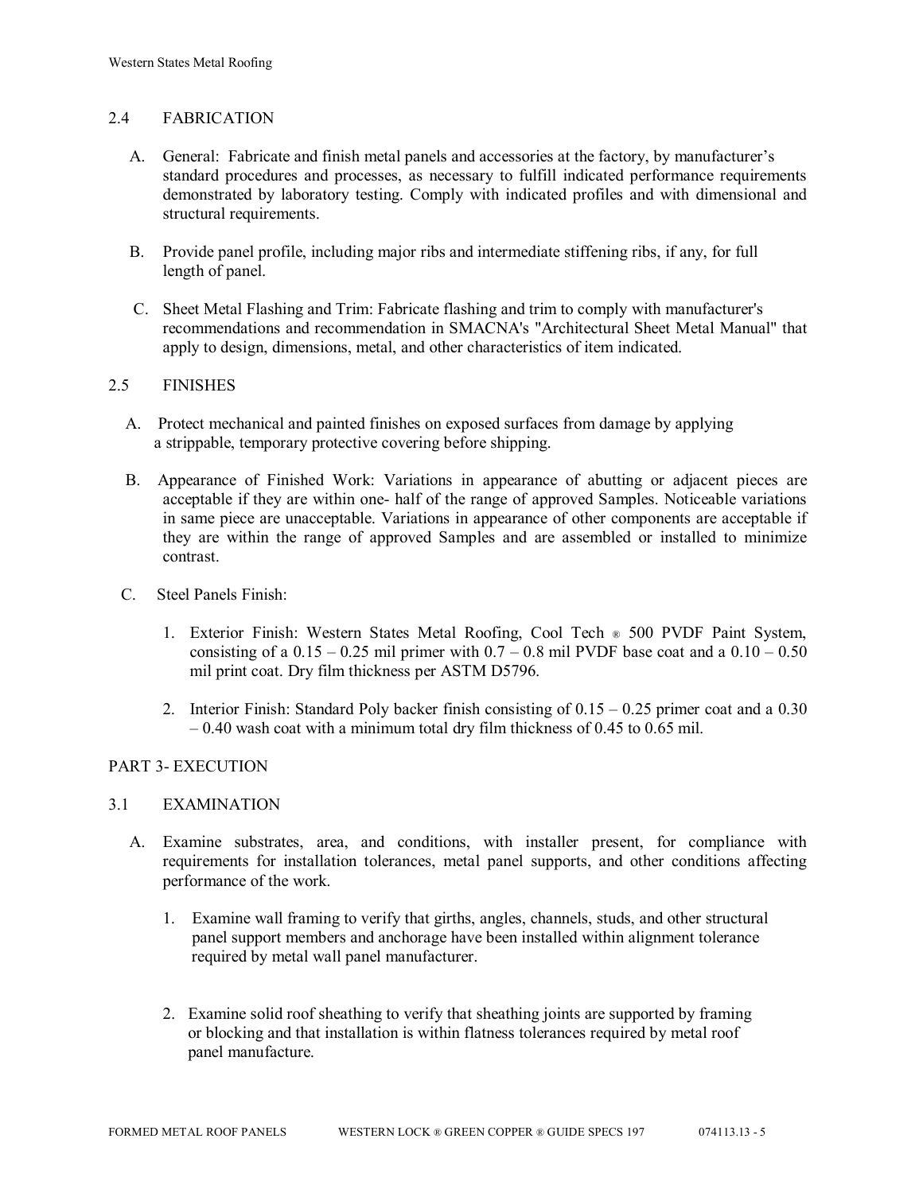## 2.4 FABRICATION

A. General: Fabricate and finish metal panels and accessories at the factory, by manufacturer's standard procedures and processes, as necessary to fulfill indicated performance requirements demonstrated by laboratory testing. Comply with indicated profiles and with dimensional and structural requirements.

B. Provide panel profile, including major ribs and intermediate stiffening ribs, if any, for full length of panel.

C. Sheet Metal Flashing and Trim: Fabricate flashing and trim to comply with manufacturer's recommendations and recommendation in SMACNA's "Architectural Sheet Metal Manual" that apply to design, dimensions, metal, and other characteristics of item indicated.

## 2.5 FINISHES

A. Protect mechanical and painted finishes on exposed surfaces from damage by applying a strippable, temporary protective covering before shipping.

B. Appearance of Finished Work: Variations in appearance of abutting or adjacent pieces are acceptable if they are within one- half of the range of approved Samples. Noticeable variations in same piece are unacceptable. Variations in appearance of other components are acceptable if they are within the range of approved Samples and are assembled or installed to minimize contrast.

C. Steel Panels Finish:

1. Exterior Finish: Western States Metal Roofing, Cool Tech ® 500 PVDF Paint System, consisting of a 0.15 – 0.25 mil primer with 0.7 – 0.8 mil PVDF base coat and a 0.10 – 0.50 mil print coat. Dry film thickness per ASTM D5796.

2. Interior Finish: Standard Poly backer finish consisting of 0.15 – 0.25 primer coat and a 0.30 – 0.40 wash coat with a minimum total dry film thickness of 0.45 to 0.65 mil.

# PART 3- EXECUTION

## 3.1 EXAMINATION

A. Examine substrates, area, and conditions, with installer present, for compliance with requirements for installation tolerances, metal panel supports, and other conditions affecting performance of the work.

1. Examine wall framing to verify that girths, angles, channels, studs, and other structural panel support members and anchorage have been installed within alignment tolerance required by metal wall panel manufacturer.

2. Examine solid roof sheathing to verify that sheathing joints are supported by framing or blocking and that installation is within flatness tolerances required by metal roof panel manufacture.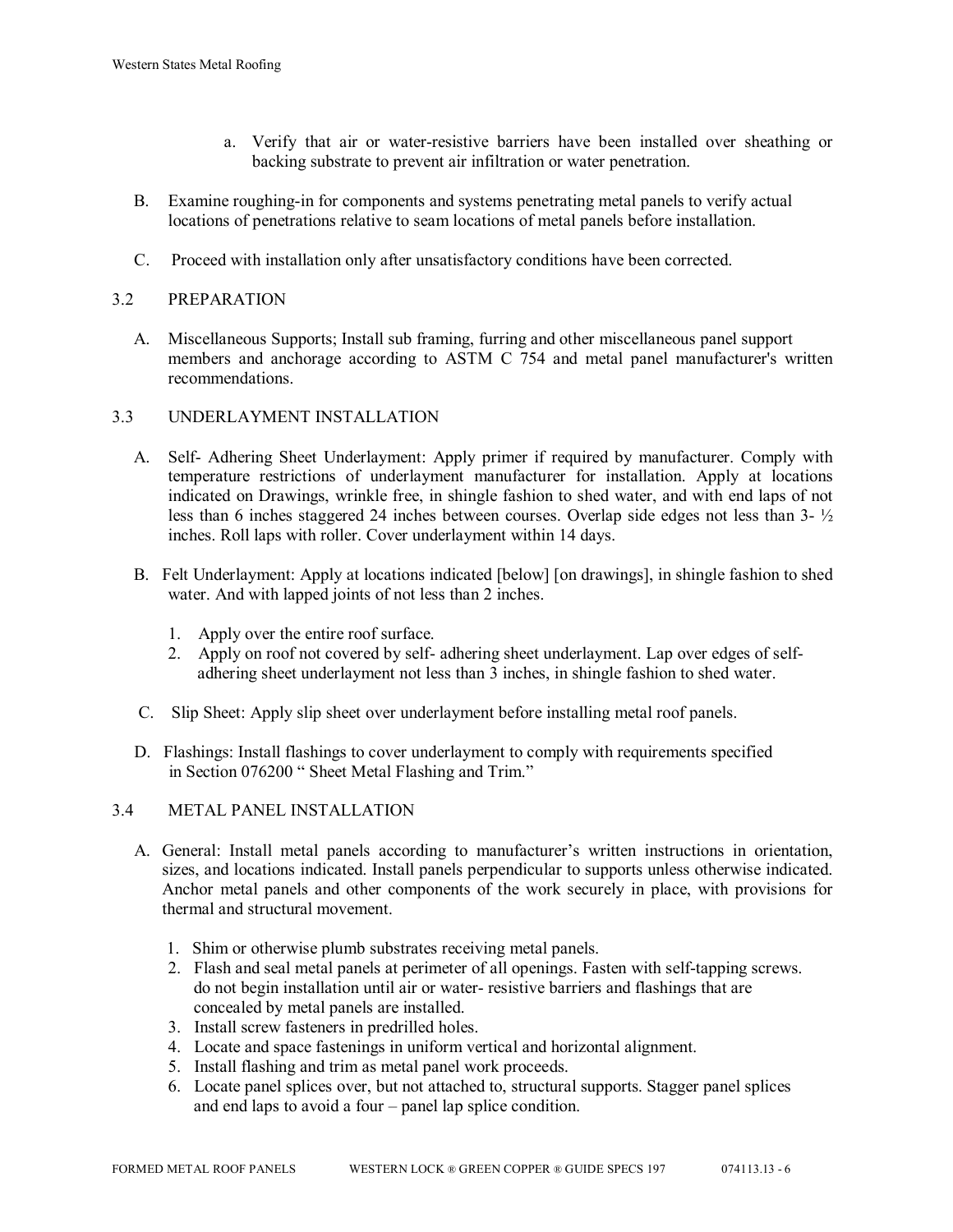a. Verify that air or water-resistive barriers have been installed over sheathing or backing substrate to prevent air infiltration or water penetration.

B. Examine roughing-in for components and systems penetrating metal panels to verify actual locations of penetrations relative to seam locations of metal panels before installation.

C. Proceed with installation only after unsatisfactory conditions have been corrected.

## 3.2 PREPARATION

A. Miscellaneous Supports; Install sub framing, furring and other miscellaneous panel support members and anchorage according to ASTM C 754 and metal panel manufacturer's written recommendations.

## 3.3 UNDERLAYMENT INSTALLATION

A. Self- Adhering Sheet Underlayment: Apply primer if required by manufacturer. Comply with temperature restrictions of underlayment manufacturer for installation. Apply at locations indicated on Drawings, wrinkle free, in shingle fashion to shed water, and with end laps of not less than 6 inches staggered 24 inches between courses. Overlap side edges not less than 3- ½ inches. Roll laps with roller. Cover underlayment within 14 days.

B. Felt Underlayment: Apply at locations indicated [below] [on drawings], in shingle fashion to shed water. And with lapped joints of not less than 2 inches.

1. Apply over the entire roof surface.
2. Apply on roof not covered by self- adhering sheet underlayment. Lap over edges of self-adhering sheet underlayment not less than 3 inches, in shingle fashion to shed water.

C. Slip Sheet: Apply slip sheet over underlayment before installing metal roof panels.

D. Flashings: Install flashings to cover underlayment to comply with requirements specified in Section 076200 " Sheet Metal Flashing and Trim."

## 3.4 METAL PANEL INSTALLATION

A. General: Install metal panels according to manufacturer's written instructions in orientation, sizes, and locations indicated. Install panels perpendicular to supports unless otherwise indicated. Anchor metal panels and other components of the work securely in place, with provisions for thermal and structural movement.

1. Shim or otherwise plumb substrates receiving metal panels.
2. Flash and seal metal panels at perimeter of all openings. Fasten with self-tapping screws. do not begin installation until air or water- resistive barriers and flashings that are concealed by metal panels are installed.
3. Install screw fasteners in predrilled holes.
4. Locate and space fastenings in uniform vertical and horizontal alignment.
5. Install flashing and trim as metal panel work proceeds.
6. Locate panel splices over, but not attached to, structural supports. Stagger panel splices and end laps to avoid a four – panel lap splice condition.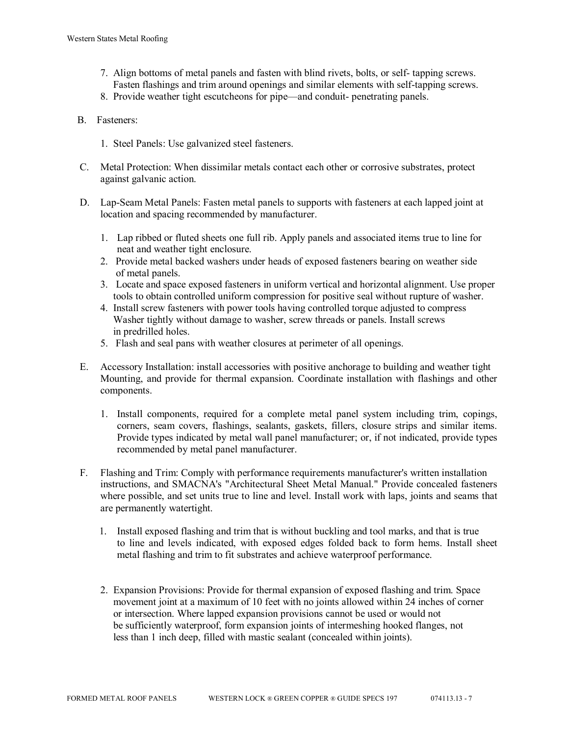7. Align bottoms of metal panels and fasten with blind rivets, bolts, or self- tapping screws. Fasten flashings and trim around openings and similar elements with self-tapping screws.
8. Provide weather tight escutcheons for pipe—and conduit- penetrating panels.

B. Fasteners:

1. Steel Panels: Use galvanized steel fasteners.

C. Metal Protection: When dissimilar metals contact each other or corrosive substrates, protect against galvanic action.

D. Lap-Seam Metal Panels: Fasten metal panels to supports with fasteners at each lapped joint at location and spacing recommended by manufacturer.

1. Lap ribbed or fluted sheets one full rib. Apply panels and associated items true to line for neat and weather tight enclosure.
2. Provide metal backed washers under heads of exposed fasteners bearing on weather side of metal panels.
3. Locate and space exposed fasteners in uniform vertical and horizontal alignment. Use proper tools to obtain controlled uniform compression for positive seal without rupture of washer.
4. Install screw fasteners with power tools having controlled torque adjusted to compress Washer tightly without damage to washer, screw threads or panels. Install screws in predrilled holes.
5. Flash and seal pans with weather closures at perimeter of all openings.

E. Accessory Installation: install accessories with positive anchorage to building and weather tight Mounting, and provide for thermal expansion. Coordinate installation with flashings and other components.

1. Install components, required for a complete metal panel system including trim, copings, corners, seam covers, flashings, sealants, gaskets, fillers, closure strips and similar items. Provide types indicated by metal wall panel manufacturer; or, if not indicated, provide types recommended by metal panel manufacturer.

F. Flashing and Trim: Comply with performance requirements manufacturer's written installation instructions, and SMACNA's "Architectural Sheet Metal Manual." Provide concealed fasteners where possible, and set units true to line and level. Install work with laps, joints and seams that are permanently watertight.

1. Install exposed flashing and trim that is without buckling and tool marks, and that is true to line and levels indicated, with exposed edges folded back to form hems. Install sheet metal flashing and trim to fit substrates and achieve waterproof performance.

2. Expansion Provisions: Provide for thermal expansion of exposed flashing and trim. Space movement joint at a maximum of 10 feet with no joints allowed within 24 inches of corner or intersection. Where lapped expansion provisions cannot be used or would not be sufficiently waterproof, form expansion joints of intermeshing hooked flanges, not less than 1 inch deep, filled with mastic sealant (concealed within joints).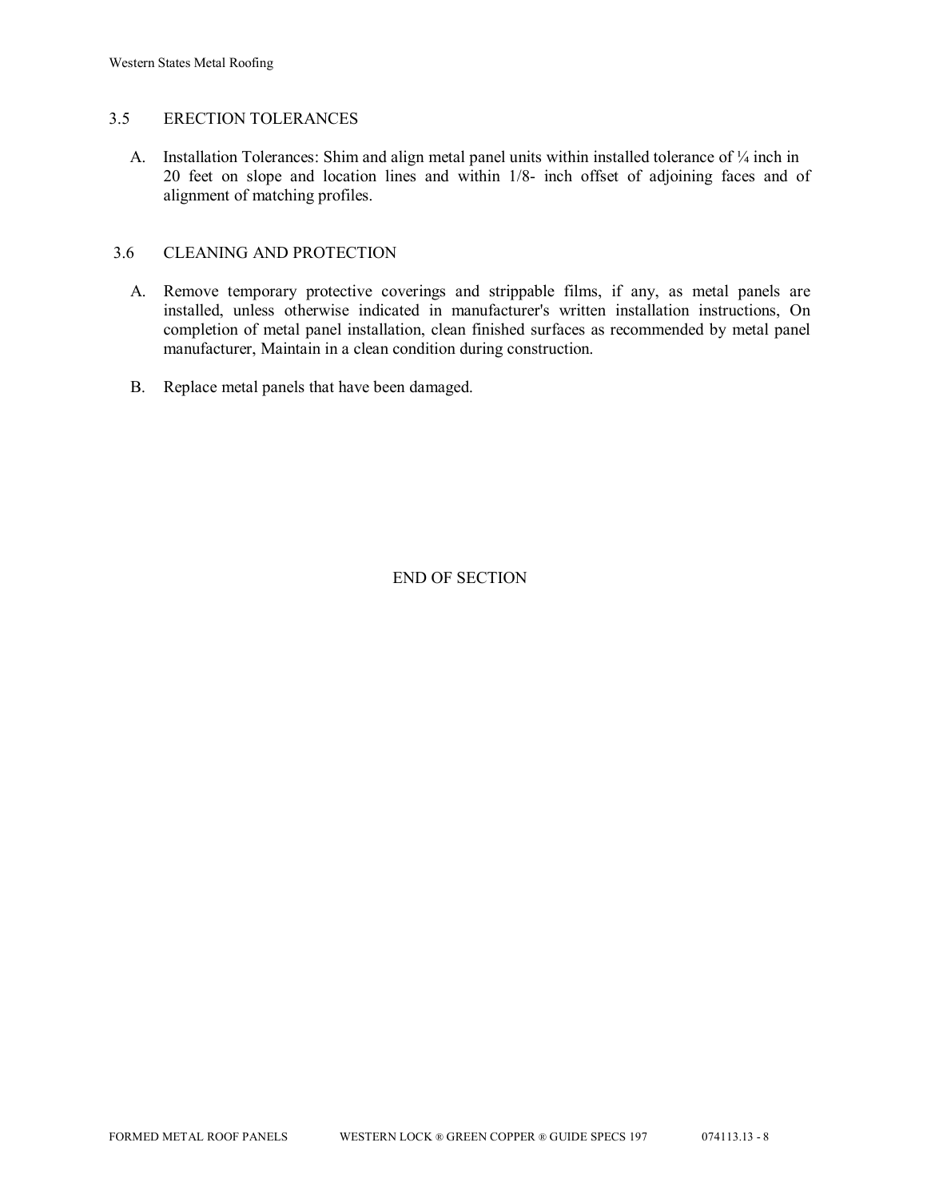## 3.5 ERECTION TOLERANCES

A. Installation Tolerances: Shim and align metal panel units within installed tolerance of ¼ inch in 20 feet on slope and location lines and within 1/8- inch offset of adjoining faces and of alignment of matching profiles.

## 3.6 CLEANING AND PROTECTION

A. Remove temporary protective coverings and strippable films, if any, as metal panels are installed, unless otherwise indicated in manufacturer's written installation instructions, On completion of metal panel installation, clean finished surfaces as recommended by metal panel manufacturer, Maintain in a clean condition during construction.

B. Replace metal panels that have been damaged.

END OF SECTION